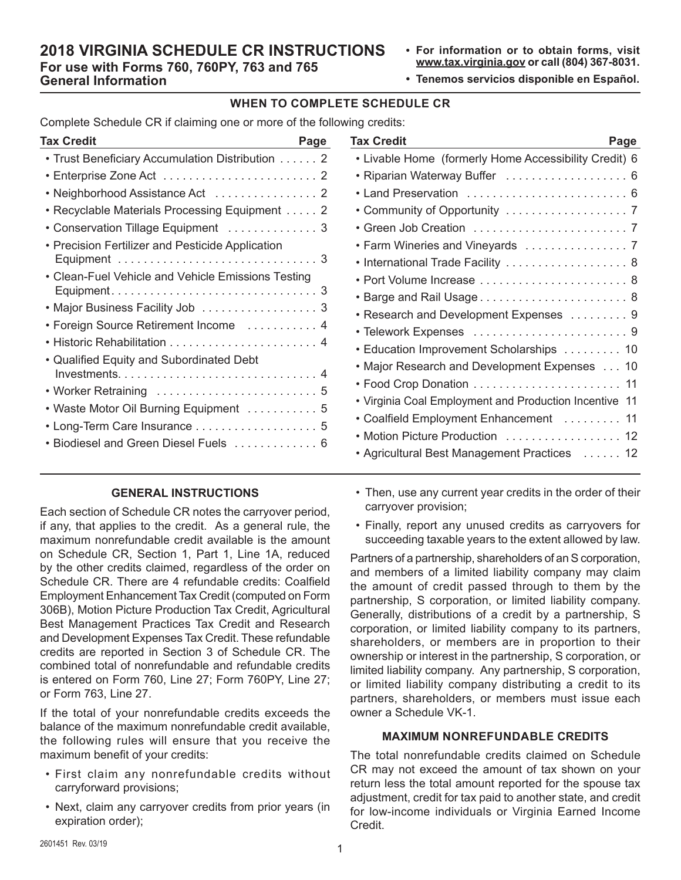# 2018 VIRGINIA SCHEDULE CR INSTRUCTIONS

## For use with Forms 760, 760PY, 763 and 765

## General Information

- **For information or to obtain forms, visit www.tax.virginia.gov or call (804) 367-8031.**
- **Tenemos servicios disponible en Español.**

### WHEN TO COMPLETE SCHEDULE CR

Complete Schedule CR if claiming one or more of the following credits:

| Tax Credit | Page |
|---|---|
| Trust Beneficiary Accumulation Distribution | 2 |
| Enterprise Zone Act | 2 |
| Neighborhood Assistance Act | 2 |
| Recyclable Materials Processing Equipment | 2 |
| Conservation Tillage Equipment | 3 |
| Precision Fertilizer and Pesticide Application Equipment | 3 |
| Clean-Fuel Vehicle and Vehicle Emissions Testing Equipment | 3 |
| Major Business Facility Job | 3 |
| Foreign Source Retirement Income | 4 |
| Historic Rehabilitation | 4 |
| Qualified Equity and Subordinated Debt Investments | 4 |
| Worker Retraining | 5 |
| Waste Motor Oil Burning Equipment | 5 |
| Long-Term Care Insurance | 5 |
| Biodiesel and Green Diesel Fuels | 6 |
| Livable Home (formerly Home Accessibility Credit) | 6 |
| Riparian Waterway Buffer | 6 |
| Land Preservation | 6 |
| Community of Opportunity | 7 |
| Green Job Creation | 7 |
| Farm Wineries and Vineyards | 7 |
| International Trade Facility | 8 |
| Port Volume Increase | 8 |
| Barge and Rail Usage | 8 |
| Research and Development Expenses | 9 |
| Telework Expenses | 9 |
| Education Improvement Scholarships | 10 |
| Major Research and Development Expenses | 10 |
| Food Crop Donation | 11 |
| Virginia Coal Employment and Production Incentive | 11 |
| Coalfield Employment Enhancement | 11 |
| Motion Picture Production | 12 |
| Agricultural Best Management Practices | 12 |

### GENERAL INSTRUCTIONS

Each section of Schedule CR notes the carryover period, if any, that applies to the credit. As a general rule, the maximum nonrefundable credit available is the amount on Schedule CR, Section 1, Part 1, Line 1A, reduced by the other credits claimed, regardless of the order on Schedule CR. There are 4 refundable credits: Coalfield Employment Enhancement Tax Credit (computed on Form 306B), Motion Picture Production Tax Credit, Agricultural Best Management Practices Tax Credit and Research and Development Expenses Tax Credit. These refundable credits are reported in Section 3 of Schedule CR. The combined total of nonrefundable and refundable credits is entered on Form 760, Line 27; Form 760PY, Line 27; or Form 763, Line 27.

If the total of your nonrefundable credits exceeds the balance of the maximum nonrefundable credit available, the following rules will ensure that you receive the maximum benefit of your credits:

- First claim any nonrefundable credits without carryforward provisions;
- Next, claim any carryover credits from prior years (in expiration order);
- Then, use any current year credits in the order of their carryover provision;
- Finally, report any unused credits as carryovers for succeeding taxable years to the extent allowed by law.

Partners of a partnership, shareholders of an S corporation, and members of a limited liability company may claim the amount of credit passed through to them by the partnership, S corporation, or limited liability company. Generally, distributions of a credit by a partnership, S corporation, or limited liability company to its partners, shareholders, or members are in proportion to their ownership or interest in the partnership, S corporation, or limited liability company. Any partnership, S corporation, or limited liability company distributing a credit to its partners, shareholders, or members must issue each owner a Schedule VK-1.

### MAXIMUM NONREFUNDABLE CREDITS

The total nonrefundable credits claimed on Schedule CR may not exceed the amount of tax shown on your return less the total amount reported for the spouse tax adjustment, credit for tax paid to another state, and credit for low-income individuals or Virginia Earned Income Credit.

2601451 Rev. 03/19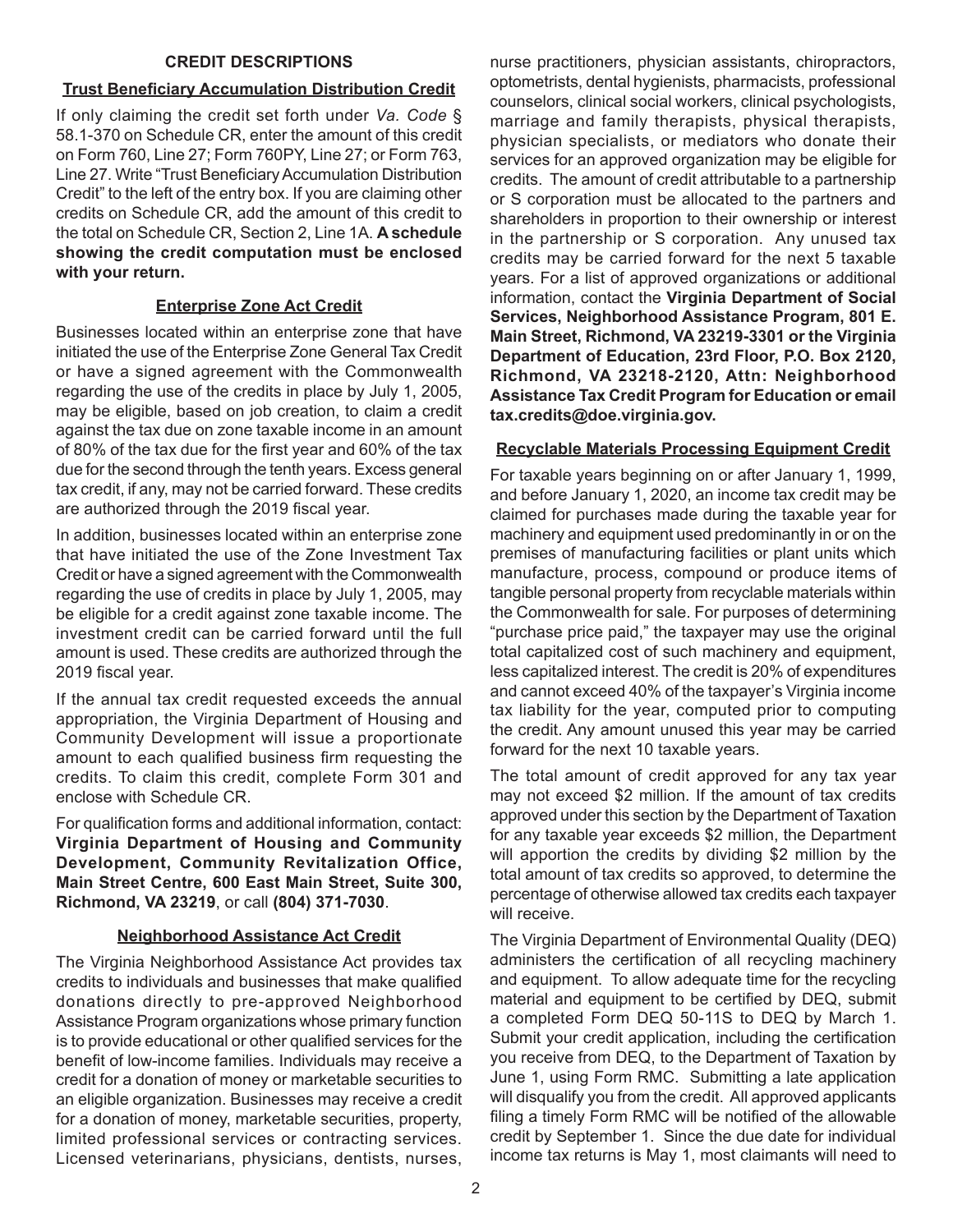## CREDIT DESCRIPTIONS

### Trust Beneficiary Accumulation Distribution Credit

If only claiming the credit set forth under *Va. Code* § 58.1-370 on Schedule CR, enter the amount of this credit on Form 760, Line 27; Form 760PY, Line 27; or Form 763, Line 27. Write "Trust Beneficiary Accumulation Distribution Credit" to the left of the entry box. If you are claiming other credits on Schedule CR, add the amount of this credit to the total on Schedule CR, Section 2, Line 1A. **A schedule showing the credit computation must be enclosed with your return.**

### Enterprise Zone Act Credit

Businesses located within an enterprise zone that have initiated the use of the Enterprise Zone General Tax Credit or have a signed agreement with the Commonwealth regarding the use of the credits in place by July 1, 2005, may be eligible, based on job creation, to claim a credit against the tax due on zone taxable income in an amount of 80% of the tax due for the first year and 60% of the tax due for the second through the tenth years. Excess general tax credit, if any, may not be carried forward. These credits are authorized through the 2019 fiscal year.

In addition, businesses located within an enterprise zone that have initiated the use of the Zone Investment Tax Credit or have a signed agreement with the Commonwealth regarding the use of credits in place by July 1, 2005, may be eligible for a credit against zone taxable income. The investment credit can be carried forward until the full amount is used. These credits are authorized through the 2019 fiscal year.

If the annual tax credit requested exceeds the annual appropriation, the Virginia Department of Housing and Community Development will issue a proportionate amount to each qualified business firm requesting the credits. To claim this credit, complete Form 301 and enclose with Schedule CR.

For qualification forms and additional information, contact: **Virginia Department of Housing and Community Development, Community Revitalization Office, Main Street Centre, 600 East Main Street, Suite 300, Richmond, VA 23219**, or call **(804) 371-7030**.

### Neighborhood Assistance Act Credit

The Virginia Neighborhood Assistance Act provides tax credits to individuals and businesses that make qualified donations directly to pre-approved Neighborhood Assistance Program organizations whose primary function is to provide educational or other qualified services for the benefit of low-income families. Individuals may receive a credit for a donation of money or marketable securities to an eligible organization. Businesses may receive a credit for a donation of money, marketable securities, property, limited professional services or contracting services. Licensed veterinarians, physicians, dentists, nurses, nurse practitioners, physician assistants, chiropractors, optometrists, dental hygienists, pharmacists, professional counselors, clinical social workers, clinical psychologists, marriage and family therapists, physical therapists, physician specialists, or mediators who donate their services for an approved organization may be eligible for credits. The amount of credit attributable to a partnership or S corporation must be allocated to the partners and shareholders in proportion to their ownership or interest in the partnership or S corporation. Any unused tax credits may be carried forward for the next 5 taxable years. For a list of approved organizations or additional information, contact the **Virginia Department of Social Services, Neighborhood Assistance Program, 801 E. Main Street, Richmond, VA 23219-3301 or the Virginia Department of Education, 23rd Floor, P.O. Box 2120, Richmond, VA 23218-2120, Attn: Neighborhood Assistance Tax Credit Program for Education or email tax.credits@doe.virginia.gov.**

### Recyclable Materials Processing Equipment Credit

For taxable years beginning on or after January 1, 1999, and before January 1, 2020, an income tax credit may be claimed for purchases made during the taxable year for machinery and equipment used predominantly in or on the premises of manufacturing facilities or plant units which manufacture, process, compound or produce items of tangible personal property from recyclable materials within the Commonwealth for sale. For purposes of determining "purchase price paid," the taxpayer may use the original total capitalized cost of such machinery and equipment, less capitalized interest. The credit is 20% of expenditures and cannot exceed 40% of the taxpayer's Virginia income tax liability for the year, computed prior to computing the credit. Any amount unused this year may be carried forward for the next 10 taxable years.

The total amount of credit approved for any tax year may not exceed $2 million. If the amount of tax credits approved under this section by the Department of Taxation for any taxable year exceeds $2 million, the Department will apportion the credits by dividing $2 million by the total amount of tax credits so approved, to determine the percentage of otherwise allowed tax credits each taxpayer will receive.

The Virginia Department of Environmental Quality (DEQ) administers the certification of all recycling machinery and equipment. To allow adequate time for the recycling material and equipment to be certified by DEQ, submit a completed Form DEQ 50-11S to DEQ by March 1. Submit your credit application, including the certification you receive from DEQ, to the Department of Taxation by June 1, using Form RMC. Submitting a late application will disqualify you from the credit. All approved applicants filing a timely Form RMC will be notified of the allowable credit by September 1. Since the due date for individual income tax returns is May 1, most claimants will need to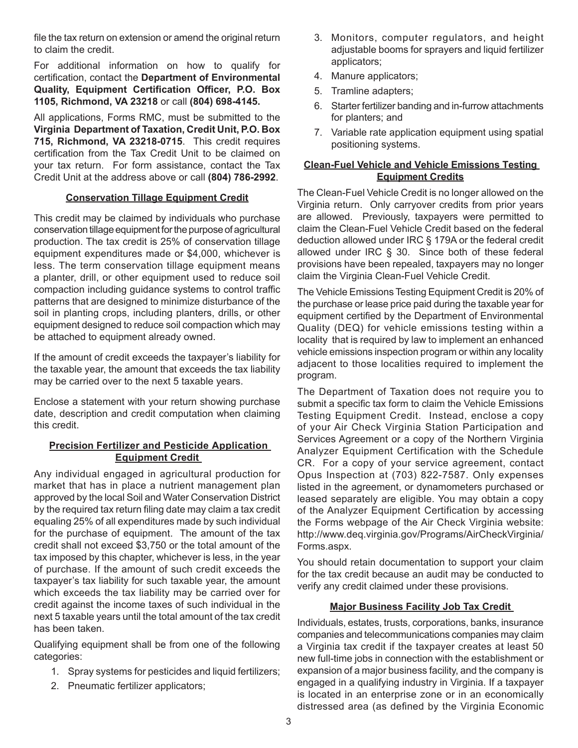file the tax return on extension or amend the original return to claim the credit.

For additional information on how to qualify for certification, contact the **Department of Environmental Quality, Equipment Certification Officer, P.O. Box 1105, Richmond, VA 23218** or call **(804) 698-4145.**

All applications, Forms RMC, must be submitted to the **Virginia Department of Taxation, Credit Unit, P.O. Box 715, Richmond, VA 23218-0715**. This credit requires certification from the Tax Credit Unit to be claimed on your tax return. For form assistance, contact the Tax Credit Unit at the address above or call **(804) 786-2992**.

## Conservation Tillage Equipment Credit

This credit may be claimed by individuals who purchase conservation tillage equipment for the purpose of agricultural production. The tax credit is 25% of conservation tillage equipment expenditures made or $4,000, whichever is less. The term conservation tillage equipment means a planter, drill, or other equipment used to reduce soil compaction including guidance systems to control traffic patterns that are designed to minimize disturbance of the soil in planting crops, including planters, drills, or other equipment designed to reduce soil compaction which may be attached to equipment already owned.

If the amount of credit exceeds the taxpayer's liability for the taxable year, the amount that exceeds the tax liability may be carried over to the next 5 taxable years.

Enclose a statement with your return showing purchase date, description and credit computation when claiming this credit.

## Precision Fertilizer and Pesticide Application Equipment Credit

Any individual engaged in agricultural production for market that has in place a nutrient management plan approved by the local Soil and Water Conservation District by the required tax return filing date may claim a tax credit equaling 25% of all expenditures made by such individual for the purchase of equipment. The amount of the tax credit shall not exceed $3,750 or the total amount of the tax imposed by this chapter, whichever is less, in the year of purchase. If the amount of such credit exceeds the taxpayer's tax liability for such taxable year, the amount which exceeds the tax liability may be carried over for credit against the income taxes of such individual in the next 5 taxable years until the total amount of the tax credit has been taken.

Qualifying equipment shall be from one of the following categories:

1. Spray systems for pesticides and liquid fertilizers;
2. Pneumatic fertilizer applicators;
3. Monitors, computer regulators, and height adjustable booms for sprayers and liquid fertilizer applicators;
4. Manure applicators;
5. Tramline adapters;
6. Starter fertilizer banding and in-furrow attachments for planters; and
7. Variable rate application equipment using spatial positioning systems.

## Clean-Fuel Vehicle and Vehicle Emissions Testing Equipment Credits

The Clean-Fuel Vehicle Credit is no longer allowed on the Virginia return. Only carryover credits from prior years are allowed. Previously, taxpayers were permitted to claim the Clean-Fuel Vehicle Credit based on the federal deduction allowed under IRC § 179A or the federal credit allowed under IRC § 30. Since both of these federal provisions have been repealed, taxpayers may no longer claim the Virginia Clean-Fuel Vehicle Credit.

The Vehicle Emissions Testing Equipment Credit is 20% of the purchase or lease price paid during the taxable year for equipment certified by the Department of Environmental Quality (DEQ) for vehicle emissions testing within a locality that is required by law to implement an enhanced vehicle emissions inspection program or within any locality adjacent to those localities required to implement the program.

The Department of Taxation does not require you to submit a specific tax form to claim the Vehicle Emissions Testing Equipment Credit. Instead, enclose a copy of your Air Check Virginia Station Participation and Services Agreement or a copy of the Northern Virginia Analyzer Equipment Certification with the Schedule CR. For a copy of your service agreement, contact Opus Inspection at (703) 822-7587. Only expenses listed in the agreement, or dynamometers purchased or leased separately are eligible. You may obtain a copy of the Analyzer Equipment Certification by accessing the Forms webpage of the Air Check Virginia website: http://www.deq.virginia.gov/Programs/AirCheckVirginia/Forms.aspx.

You should retain documentation to support your claim for the tax credit because an audit may be conducted to verify any credit claimed under these provisions.

## Major Business Facility Job Tax Credit

Individuals, estates, trusts, corporations, banks, insurance companies and telecommunications companies may claim a Virginia tax credit if the taxpayer creates at least 50 new full-time jobs in connection with the establishment or expansion of a major business facility, and the company is engaged in a qualifying industry in Virginia. If a taxpayer is located in an enterprise zone or in an economically distressed area (as defined by the Virginia Economic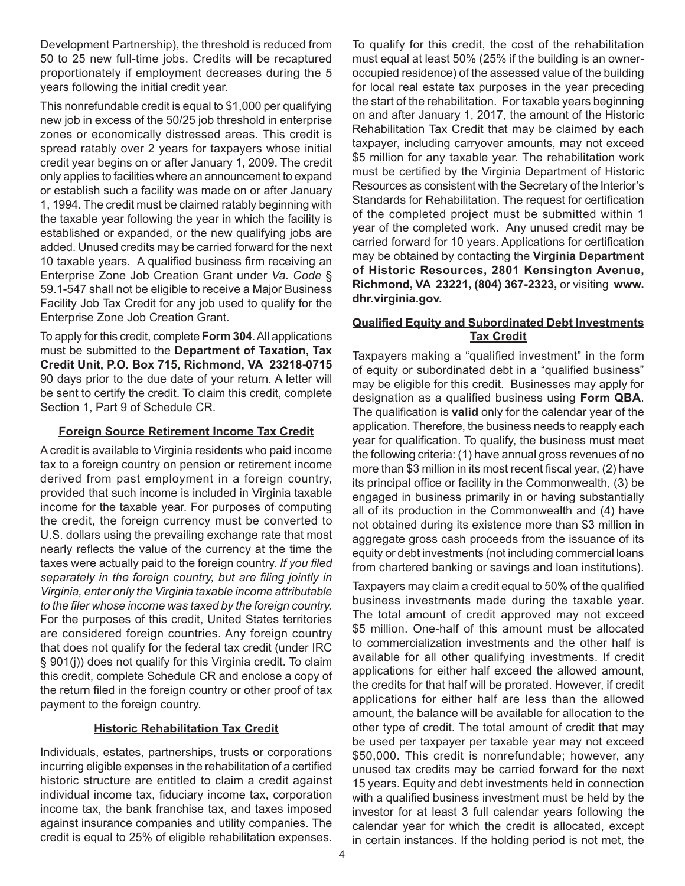Development Partnership), the threshold is reduced from 50 to 25 new full-time jobs. Credits will be recaptured proportionately if employment decreases during the 5 years following the initial credit year.

This nonrefundable credit is equal to $1,000 per qualifying new job in excess of the 50/25 job threshold in enterprise zones or economically distressed areas. This credit is spread ratably over 2 years for taxpayers whose initial credit year begins on or after January 1, 2009. The credit only applies to facilities where an announcement to expand or establish such a facility was made on or after January 1, 1994. The credit must be claimed ratably beginning with the taxable year following the year in which the facility is established or expanded, or the new qualifying jobs are added. Unused credits may be carried forward for the next 10 taxable years. A qualified business firm receiving an Enterprise Zone Job Creation Grant under *Va. Code* § 59.1-547 shall not be eligible to receive a Major Business Facility Job Tax Credit for any job used to qualify for the Enterprise Zone Job Creation Grant.

To apply for this credit, complete **Form 304**. All applications must be submitted to the **Department of Taxation, Tax Credit Unit, P.O. Box 715, Richmond, VA 23218-0715** 90 days prior to the due date of your return. A letter will be sent to certify the credit. To claim this credit, complete Section 1, Part 9 of Schedule CR.

### Foreign Source Retirement Income Tax Credit

A credit is available to Virginia residents who paid income tax to a foreign country on pension or retirement income derived from past employment in a foreign country, provided that such income is included in Virginia taxable income for the taxable year. For purposes of computing the credit, the foreign currency must be converted to U.S. dollars using the prevailing exchange rate that most nearly reflects the value of the currency at the time the taxes were actually paid to the foreign country. *If you filed separately in the foreign country, but are filing jointly in Virginia, enter only the Virginia taxable income attributable to the filer whose income was taxed by the foreign country.* For the purposes of this credit, United States territories are considered foreign countries. Any foreign country that does not qualify for the federal tax credit (under IRC § 901(j)) does not qualify for this Virginia credit. To claim this credit, complete Schedule CR and enclose a copy of the return filed in the foreign country or other proof of tax payment to the foreign country.

### Historic Rehabilitation Tax Credit

Individuals, estates, partnerships, trusts or corporations incurring eligible expenses in the rehabilitation of a certified historic structure are entitled to claim a credit against individual income tax, fiduciary income tax, corporation income tax, the bank franchise tax, and taxes imposed against insurance companies and utility companies. The credit is equal to 25% of eligible rehabilitation expenses. To qualify for this credit, the cost of the rehabilitation must equal at least 50% (25% if the building is an owner-occupied residence) of the assessed value of the building for local real estate tax purposes in the year preceding the start of the rehabilitation. For taxable years beginning on and after January 1, 2017, the amount of the Historic Rehabilitation Tax Credit that may be claimed by each taxpayer, including carryover amounts, may not exceed $5 million for any taxable year. The rehabilitation work must be certified by the Virginia Department of Historic Resources as consistent with the Secretary of the Interior's Standards for Rehabilitation. The request for certification of the completed project must be submitted within 1 year of the completed work. Any unused credit may be carried forward for 10 years. Applications for certification may be obtained by contacting the **Virginia Department of Historic Resources, 2801 Kensington Avenue, Richmond, VA 23221, (804) 367-2323,** or visiting **www.dhr.virginia.gov.**

### Qualified Equity and Subordinated Debt Investments Tax Credit

Taxpayers making a "qualified investment" in the form of equity or subordinated debt in a "qualified business" may be eligible for this credit. Businesses may apply for designation as a qualified business using **Form QBA**. The qualification is **valid** only for the calendar year of the application. Therefore, the business needs to reapply each year for qualification. To qualify, the business must meet the following criteria: (1) have annual gross revenues of no more than $3 million in its most recent fiscal year, (2) have its principal office or facility in the Commonwealth, (3) be engaged in business primarily in or having substantially all of its production in the Commonwealth and (4) have not obtained during its existence more than $3 million in aggregate gross cash proceeds from the issuance of its equity or debt investments (not including commercial loans from chartered banking or savings and loan institutions).

Taxpayers may claim a credit equal to 50% of the qualified business investments made during the taxable year. The total amount of credit approved may not exceed $5 million. One-half of this amount must be allocated to commercialization investments and the other half is available for all other qualifying investments. If credit applications for either half exceed the allowed amount, the credits for that half will be prorated. However, if credit applications for either half are less than the allowed amount, the balance will be available for allocation to the other type of credit. The total amount of credit that may be used per taxpayer per taxable year may not exceed $50,000. This credit is nonrefundable; however, any unused tax credits may be carried forward for the next 15 years. Equity and debt investments held in connection with a qualified business investment must be held by the investor for at least 3 full calendar years following the calendar year for which the credit is allocated, except in certain instances. If the holding period is not met, the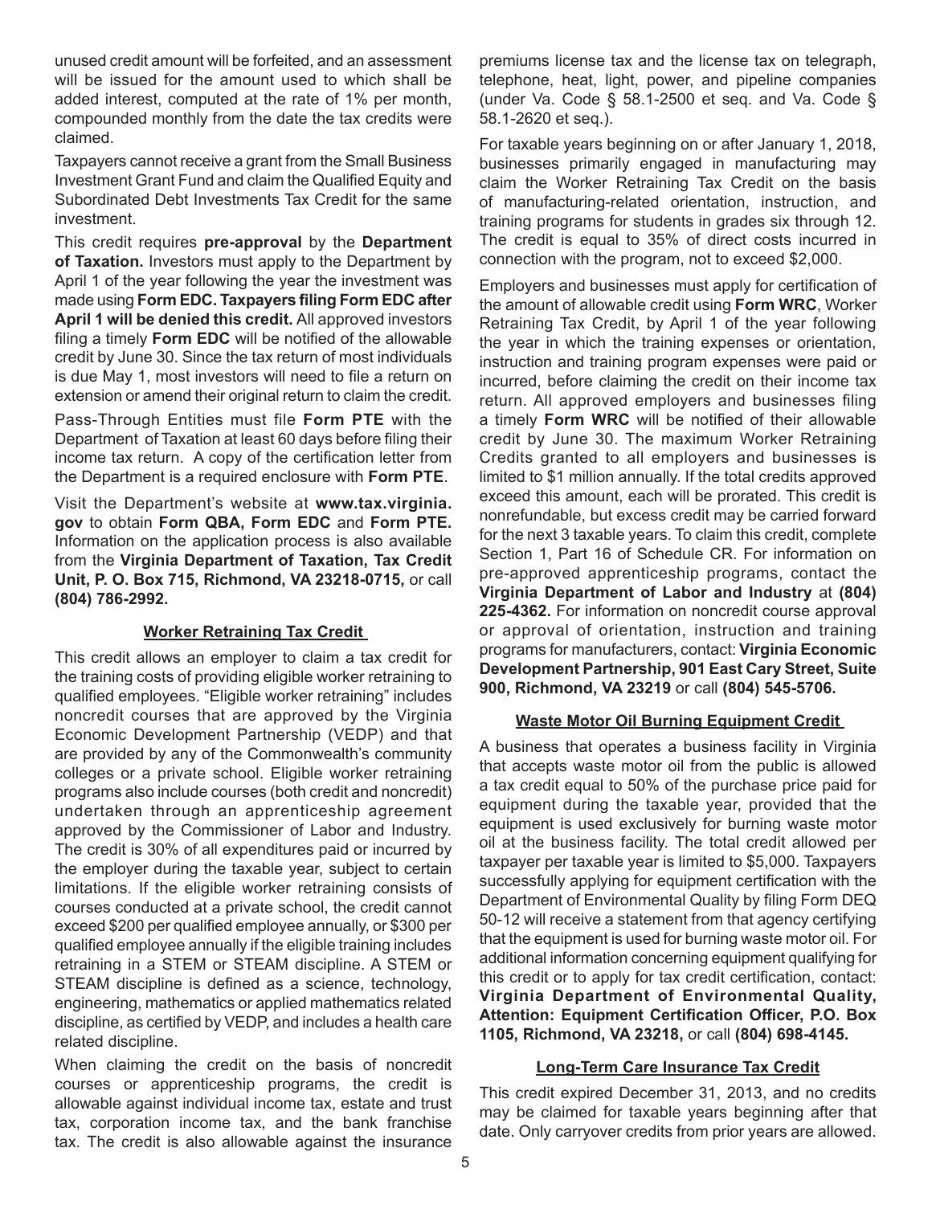unused credit amount will be forfeited, and an assessment will be issued for the amount used to which shall be added interest, computed at the rate of 1% per month, compounded monthly from the date the tax credits were claimed.

Taxpayers cannot receive a grant from the Small Business Investment Grant Fund and claim the Qualified Equity and Subordinated Debt Investments Tax Credit for the same investment.

This credit requires **pre-approval** by the **Department of Taxation.** Investors must apply to the Department by April 1 of the year following the year the investment was made using **Form EDC. Taxpayers filing Form EDC after April 1 will be denied this credit.** All approved investors filing a timely **Form EDC** will be notified of the allowable credit by June 30. Since the tax return of most individuals is due May 1, most investors will need to file a return on extension or amend their original return to claim the credit.

Pass-Through Entities must file **Form PTE** with the Department of Taxation at least 60 days before filing their income tax return. A copy of the certification letter from the Department is a required enclosure with **Form PTE**.

Visit the Department's website at **www.tax.virginia.gov** to obtain **Form QBA, Form EDC** and **Form PTE.** Information on the application process is also available from the **Virginia Department of Taxation, Tax Credit Unit, P. O. Box 715, Richmond, VA 23218-0715,** or call **(804) 786-2992.**

## Worker Retraining Tax Credit

This credit allows an employer to claim a tax credit for the training costs of providing eligible worker retraining to qualified employees. "Eligible worker retraining" includes noncredit courses that are approved by the Virginia Economic Development Partnership (VEDP) and that are provided by any of the Commonwealth's community colleges or a private school. Eligible worker retraining programs also include courses (both credit and noncredit) undertaken through an apprenticeship agreement approved by the Commissioner of Labor and Industry. The credit is 30% of all expenditures paid or incurred by the employer during the taxable year, subject to certain limitations. If the eligible worker retraining consists of courses conducted at a private school, the credit cannot exceed $200 per qualified employee annually, or $300 per qualified employee annually if the eligible training includes retraining in a STEM or STEAM discipline. A STEM or STEAM discipline is defined as a science, technology, engineering, mathematics or applied mathematics related discipline, as certified by VEDP, and includes a health care related discipline.

When claiming the credit on the basis of noncredit courses or apprenticeship programs, the credit is allowable against individual income tax, estate and trust tax, corporation income tax, and the bank franchise tax. The credit is also allowable against the insurance premiums license tax and the license tax on telegraph, telephone, heat, light, power, and pipeline companies (under Va. Code § 58.1-2500 et seq. and Va. Code § 58.1-2620 et seq.).

For taxable years beginning on or after January 1, 2018, businesses primarily engaged in manufacturing may claim the Worker Retraining Tax Credit on the basis of manufacturing-related orientation, instruction, and training programs for students in grades six through 12. The credit is equal to 35% of direct costs incurred in connection with the program, not to exceed $2,000.

Employers and businesses must apply for certification of the amount of allowable credit using **Form WRC**, Worker Retraining Tax Credit, by April 1 of the year following the year in which the training expenses or orientation, instruction and training program expenses were paid or incurred, before claiming the credit on their income tax return. All approved employers and businesses filing a timely **Form WRC** will be notified of their allowable credit by June 30. The maximum Worker Retraining Credits granted to all employers and businesses is limited to $1 million annually. If the total credits approved exceed this amount, each will be prorated. This credit is nonrefundable, but excess credit may be carried forward for the next 3 taxable years. To claim this credit, complete Section 1, Part 16 of Schedule CR. For information on pre-approved apprenticeship programs, contact the **Virginia Department of Labor and Industry** at **(804) 225-4362.** For information on noncredit course approval or approval of orientation, instruction and training programs for manufacturers, contact: **Virginia Economic Development Partnership, 901 East Cary Street, Suite 900, Richmond, VA 23219** or call **(804) 545-5706.**

## Waste Motor Oil Burning Equipment Credit

A business that operates a business facility in Virginia that accepts waste motor oil from the public is allowed a tax credit equal to 50% of the purchase price paid for equipment during the taxable year, provided that the equipment is used exclusively for burning waste motor oil at the business facility. The total credit allowed per taxpayer per taxable year is limited to $5,000. Taxpayers successfully applying for equipment certification with the Department of Environmental Quality by filing Form DEQ 50-12 will receive a statement from that agency certifying that the equipment is used for burning waste motor oil. For additional information concerning equipment qualifying for this credit or to apply for tax credit certification, contact: **Virginia Department of Environmental Quality, Attention: Equipment Certification Officer, P.O. Box 1105, Richmond, VA 23218,** or call **(804) 698-4145.**

## Long-Term Care Insurance Tax Credit

This credit expired December 31, 2013, and no credits may be claimed for taxable years beginning after that date. Only carryover credits from prior years are allowed.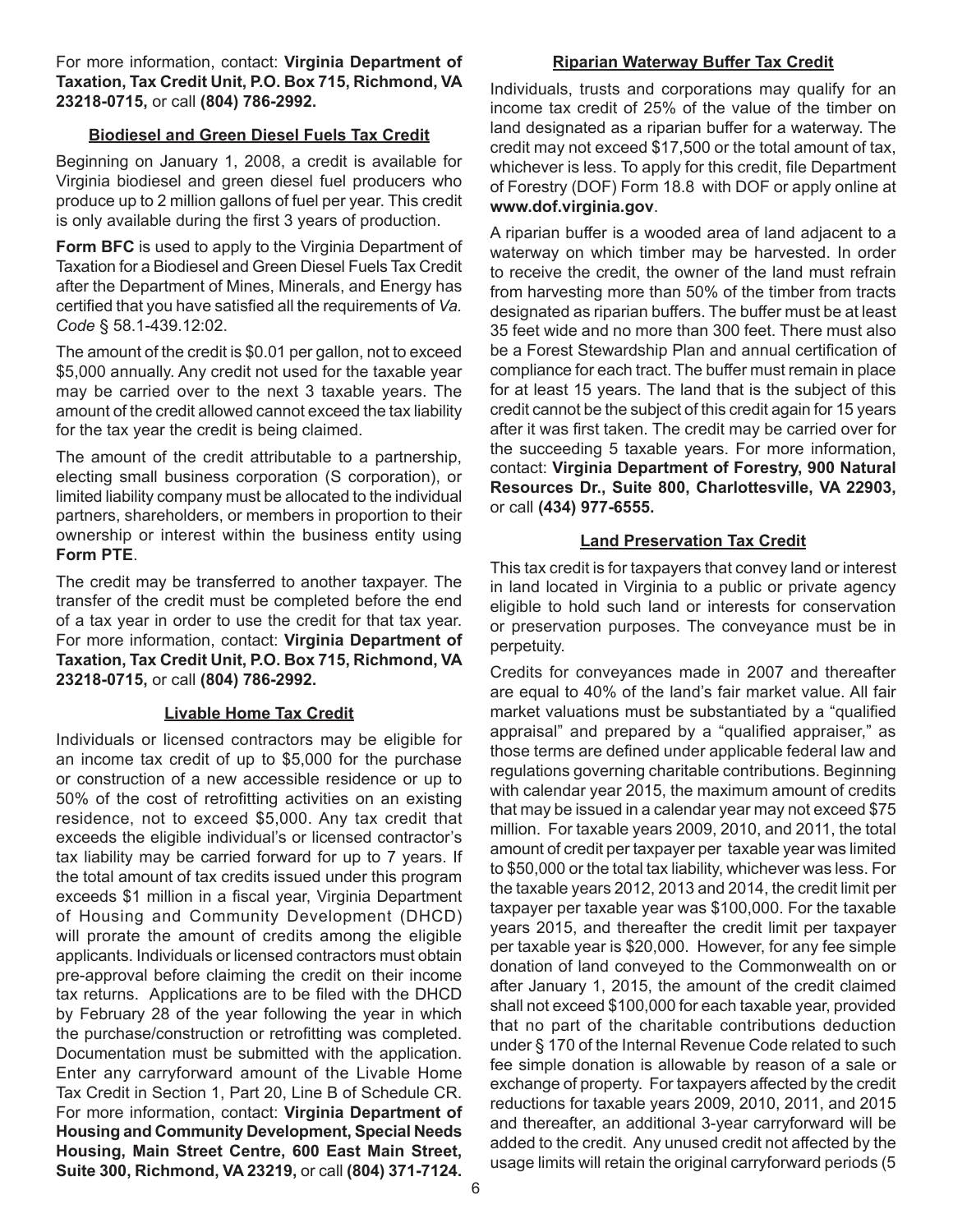For more information, contact: **Virginia Department of Taxation, Tax Credit Unit, P.O. Box 715, Richmond, VA 23218-0715,** or call **(804) 786-2992.**

### Biodiesel and Green Diesel Fuels Tax Credit

Beginning on January 1, 2008, a credit is available for Virginia biodiesel and green diesel fuel producers who produce up to 2 million gallons of fuel per year. This credit is only available during the first 3 years of production.

**Form BFC** is used to apply to the Virginia Department of Taxation for a Biodiesel and Green Diesel Fuels Tax Credit after the Department of Mines, Minerals, and Energy has certified that you have satisfied all the requirements of *Va. Code* § 58.1-439.12:02.

The amount of the credit is $0.01 per gallon, not to exceed $5,000 annually. Any credit not used for the taxable year may be carried over to the next 3 taxable years. The amount of the credit allowed cannot exceed the tax liability for the tax year the credit is being claimed.

The amount of the credit attributable to a partnership, electing small business corporation (S corporation), or limited liability company must be allocated to the individual partners, shareholders, or members in proportion to their ownership or interest within the business entity using **Form PTE**.

The credit may be transferred to another taxpayer. The transfer of the credit must be completed before the end of a tax year in order to use the credit for that tax year. For more information, contact: **Virginia Department of Taxation, Tax Credit Unit, P.O. Box 715, Richmond, VA 23218-0715,** or call **(804) 786-2992.**

### Livable Home Tax Credit

Individuals or licensed contractors may be eligible for an income tax credit of up to $5,000 for the purchase or construction of a new accessible residence or up to 50% of the cost of retrofitting activities on an existing residence, not to exceed $5,000. Any tax credit that exceeds the eligible individual's or licensed contractor's tax liability may be carried forward for up to 7 years. If the total amount of tax credits issued under this program exceeds $1 million in a fiscal year, Virginia Department of Housing and Community Development (DHCD) will prorate the amount of credits among the eligible applicants. Individuals or licensed contractors must obtain pre-approval before claiming the credit on their income tax returns. Applications are to be filed with the DHCD by February 28 of the year following the year in which the purchase/construction or retrofitting was completed. Documentation must be submitted with the application. Enter any carryforward amount of the Livable Home Tax Credit in Section 1, Part 20, Line B of Schedule CR. For more information, contact: **Virginia Department of Housing and Community Development, Special Needs Housing, Main Street Centre, 600 East Main Street, Suite 300, Richmond, VA 23219,** or call **(804) 371-7124.**

### Riparian Waterway Buffer Tax Credit

Individuals, trusts and corporations may qualify for an income tax credit of 25% of the value of the timber on land designated as a riparian buffer for a waterway. The credit may not exceed $17,500 or the total amount of tax, whichever is less. To apply for this credit, file Department of Forestry (DOF) Form 18.8 with DOF or apply online at **www.dof.virginia.gov**.

A riparian buffer is a wooded area of land adjacent to a waterway on which timber may be harvested. In order to receive the credit, the owner of the land must refrain from harvesting more than 50% of the timber from tracts designated as riparian buffers. The buffer must be at least 35 feet wide and no more than 300 feet. There must also be a Forest Stewardship Plan and annual certification of compliance for each tract. The buffer must remain in place for at least 15 years. The land that is the subject of this credit cannot be the subject of this credit again for 15 years after it was first taken. The credit may be carried over for the succeeding 5 taxable years. For more information, contact: **Virginia Department of Forestry, 900 Natural Resources Dr., Suite 800, Charlottesville, VA 22903,** or call **(434) 977-6555.**

### Land Preservation Tax Credit

This tax credit is for taxpayers that convey land or interest in land located in Virginia to a public or private agency eligible to hold such land or interests for conservation or preservation purposes. The conveyance must be in perpetuity.

Credits for conveyances made in 2007 and thereafter are equal to 40% of the land's fair market value. All fair market valuations must be substantiated by a "qualified appraisal" and prepared by a "qualified appraiser," as those terms are defined under applicable federal law and regulations governing charitable contributions. Beginning with calendar year 2015, the maximum amount of credits that may be issued in a calendar year may not exceed $75 million. For taxable years 2009, 2010, and 2011, the total amount of credit per taxpayer per taxable year was limited to $50,000 or the total tax liability, whichever was less. For the taxable years 2012, 2013 and 2014, the credit limit per taxpayer per taxable year was $100,000. For the taxable years 2015, and thereafter the credit limit per taxpayer per taxable year is $20,000. However, for any fee simple donation of land conveyed to the Commonwealth on or after January 1, 2015, the amount of the credit claimed shall not exceed $100,000 for each taxable year, provided that no part of the charitable contributions deduction under § 170 of the Internal Revenue Code related to such fee simple donation is allowable by reason of a sale or exchange of property. For taxpayers affected by the credit reductions for taxable years 2009, 2010, 2011, and 2015 and thereafter, an additional 3-year carryforward will be added to the credit. Any unused credit not affected by the usage limits will retain the original carryforward periods (5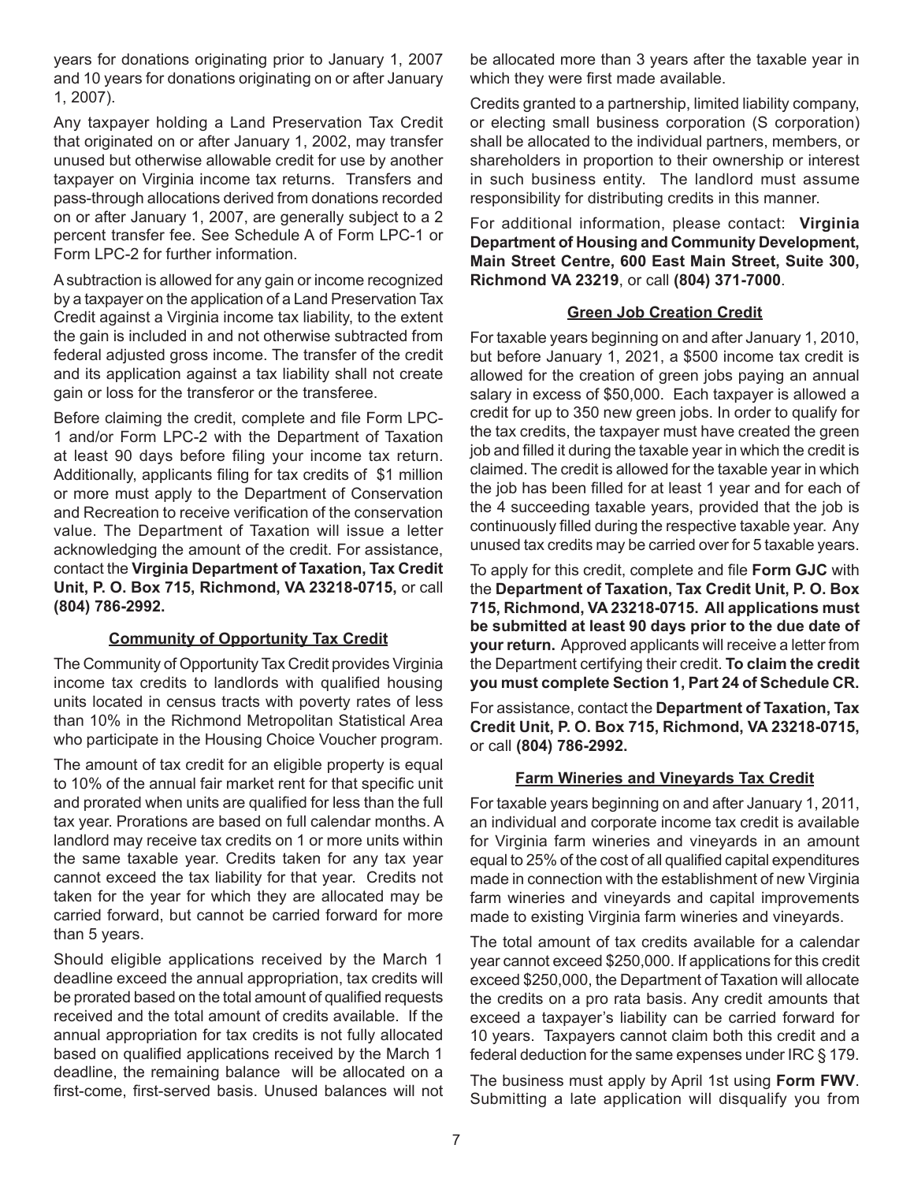years for donations originating prior to January 1, 2007 and 10 years for donations originating on or after January 1, 2007).

Any taxpayer holding a Land Preservation Tax Credit that originated on or after January 1, 2002, may transfer unused but otherwise allowable credit for use by another taxpayer on Virginia income tax returns. Transfers and pass-through allocations derived from donations recorded on or after January 1, 2007, are generally subject to a 2 percent transfer fee. See Schedule A of Form LPC-1 or Form LPC-2 for further information.

A subtraction is allowed for any gain or income recognized by a taxpayer on the application of a Land Preservation Tax Credit against a Virginia income tax liability, to the extent the gain is included in and not otherwise subtracted from federal adjusted gross income. The transfer of the credit and its application against a tax liability shall not create gain or loss for the transferor or the transferee.

Before claiming the credit, complete and file Form LPC-1 and/or Form LPC-2 with the Department of Taxation at least 90 days before filing your income tax return. Additionally, applicants filing for tax credits of $1 million or more must apply to the Department of Conservation and Recreation to receive verification of the conservation value. The Department of Taxation will issue a letter acknowledging the amount of the credit. For assistance, contact the **Virginia Department of Taxation, Tax Credit Unit, P. O. Box 715, Richmond, VA 23218-0715,** or call **(804) 786-2992.**

### Community of Opportunity Tax Credit

The Community of Opportunity Tax Credit provides Virginia income tax credits to landlords with qualified housing units located in census tracts with poverty rates of less than 10% in the Richmond Metropolitan Statistical Area who participate in the Housing Choice Voucher program.

The amount of tax credit for an eligible property is equal to 10% of the annual fair market rent for that specific unit and prorated when units are qualified for less than the full tax year. Prorations are based on full calendar months. A landlord may receive tax credits on 1 or more units within the same taxable year. Credits taken for any tax year cannot exceed the tax liability for that year. Credits not taken for the year for which they are allocated may be carried forward, but cannot be carried forward for more than 5 years.

Should eligible applications received by the March 1 deadline exceed the annual appropriation, tax credits will be prorated based on the total amount of qualified requests received and the total amount of credits available. If the annual appropriation for tax credits is not fully allocated based on qualified applications received by the March 1 deadline, the remaining balance will be allocated on a first-come, first-served basis. Unused balances will not be allocated more than 3 years after the taxable year in which they were first made available.

Credits granted to a partnership, limited liability company, or electing small business corporation (S corporation) shall be allocated to the individual partners, members, or shareholders in proportion to their ownership or interest in such business entity. The landlord must assume responsibility for distributing credits in this manner.

For additional information, please contact: **Virginia Department of Housing and Community Development, Main Street Centre, 600 East Main Street, Suite 300, Richmond VA 23219**, or call **(804) 371-7000**.

### Green Job Creation Credit

For taxable years beginning on and after January 1, 2010, but before January 1, 2021, a $500 income tax credit is allowed for the creation of green jobs paying an annual salary in excess of $50,000. Each taxpayer is allowed a credit for up to 350 new green jobs. In order to qualify for the tax credits, the taxpayer must have created the green job and filled it during the taxable year in which the credit is claimed. The credit is allowed for the taxable year in which the job has been filled for at least 1 year and for each of the 4 succeeding taxable years, provided that the job is continuously filled during the respective taxable year. Any unused tax credits may be carried over for 5 taxable years.

To apply for this credit, complete and file **Form GJC** with the **Department of Taxation, Tax Credit Unit, P. O. Box 715, Richmond, VA 23218-0715. All applications must be submitted at least 90 days prior to the due date of your return.** Approved applicants will receive a letter from the Department certifying their credit. **To claim the credit you must complete Section 1, Part 24 of Schedule CR.**

For assistance, contact the **Department of Taxation, Tax Credit Unit, P. O. Box 715, Richmond, VA 23218-0715,** or call **(804) 786-2992.**

### Farm Wineries and Vineyards Tax Credit

For taxable years beginning on and after January 1, 2011, an individual and corporate income tax credit is available for Virginia farm wineries and vineyards in an amount equal to 25% of the cost of all qualified capital expenditures made in connection with the establishment of new Virginia farm wineries and vineyards and capital improvements made to existing Virginia farm wineries and vineyards.

The total amount of tax credits available for a calendar year cannot exceed $250,000. If applications for this credit exceed $250,000, the Department of Taxation will allocate the credits on a pro rata basis. Any credit amounts that exceed a taxpayer's liability can be carried forward for 10 years. Taxpayers cannot claim both this credit and a federal deduction for the same expenses under IRC § 179.

The business must apply by April 1st using **Form FWV**. Submitting a late application will disqualify you from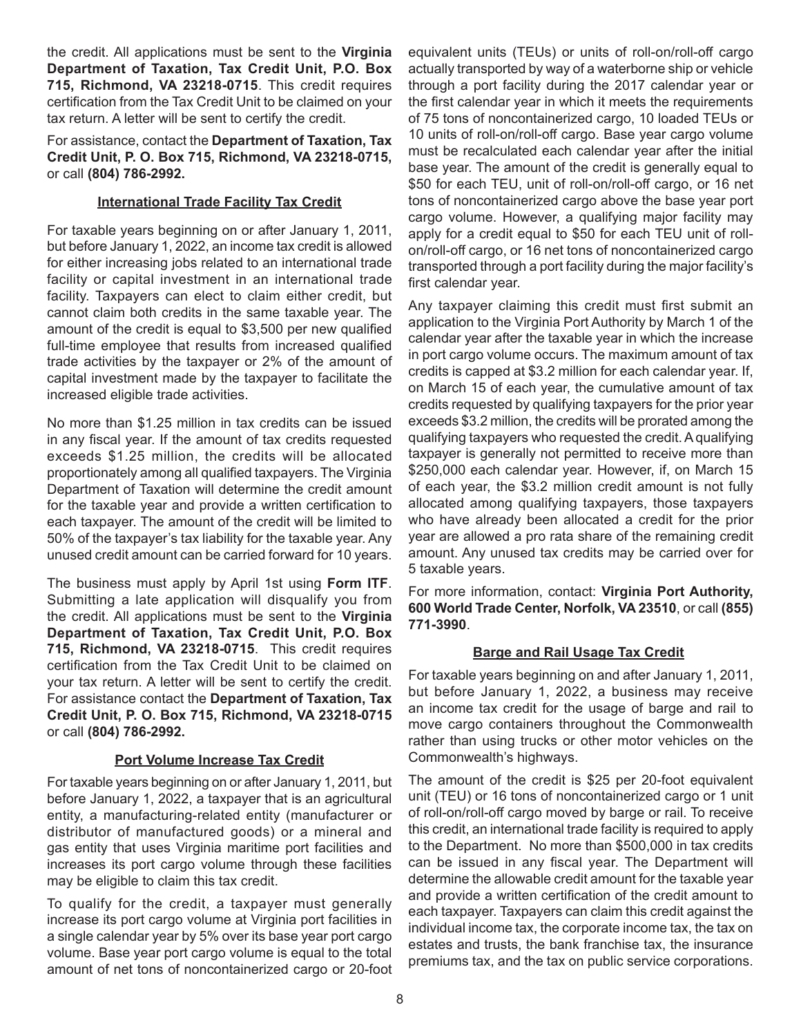the credit. All applications must be sent to the **Virginia Department of Taxation, Tax Credit Unit, P.O. Box 715, Richmond, VA 23218-0715**. This credit requires certification from the Tax Credit Unit to be claimed on your tax return. A letter will be sent to certify the credit.

For assistance, contact the **Department of Taxation, Tax Credit Unit, P. O. Box 715, Richmond, VA 23218-0715,** or call **(804) 786-2992.**

### International Trade Facility Tax Credit

For taxable years beginning on or after January 1, 2011, but before January 1, 2022, an income tax credit is allowed for either increasing jobs related to an international trade facility or capital investment in an international trade facility. Taxpayers can elect to claim either credit, but cannot claim both credits in the same taxable year. The amount of the credit is equal to $3,500 per new qualified full-time employee that results from increased qualified trade activities by the taxpayer or 2% of the amount of capital investment made by the taxpayer to facilitate the increased eligible trade activities.

No more than $1.25 million in tax credits can be issued in any fiscal year. If the amount of tax credits requested exceeds $1.25 million, the credits will be allocated proportionately among all qualified taxpayers. The Virginia Department of Taxation will determine the credit amount for the taxable year and provide a written certification to each taxpayer. The amount of the credit will be limited to 50% of the taxpayer's tax liability for the taxable year. Any unused credit amount can be carried forward for 10 years.

The business must apply by April 1st using **Form ITF**. Submitting a late application will disqualify you from the credit. All applications must be sent to the **Virginia Department of Taxation, Tax Credit Unit, P.O. Box 715, Richmond, VA 23218-0715**. This credit requires certification from the Tax Credit Unit to be claimed on your tax return. A letter will be sent to certify the credit. For assistance contact the **Department of Taxation, Tax Credit Unit, P. O. Box 715, Richmond, VA 23218-0715** or call **(804) 786-2992.**

### Port Volume Increase Tax Credit

For taxable years beginning on or after January 1, 2011, but before January 1, 2022, a taxpayer that is an agricultural entity, a manufacturing-related entity (manufacturer or distributor of manufactured goods) or a mineral and gas entity that uses Virginia maritime port facilities and increases its port cargo volume through these facilities may be eligible to claim this tax credit.

To qualify for the credit, a taxpayer must generally increase its port cargo volume at Virginia port facilities in a single calendar year by 5% over its base year port cargo volume. Base year port cargo volume is equal to the total amount of net tons of noncontainerized cargo or 20-foot equivalent units (TEUs) or units of roll-on/roll-off cargo actually transported by way of a waterborne ship or vehicle through a port facility during the 2017 calendar year or the first calendar year in which it meets the requirements of 75 tons of noncontainerized cargo, 10 loaded TEUs or 10 units of roll-on/roll-off cargo. Base year cargo volume must be recalculated each calendar year after the initial base year. The amount of the credit is generally equal to $50 for each TEU, unit of roll-on/roll-off cargo, or 16 net tons of noncontainerized cargo above the base year port cargo volume. However, a qualifying major facility may apply for a credit equal to $50 for each TEU unit of roll-on/roll-off cargo, or 16 net tons of noncontainerized cargo transported through a port facility during the major facility's first calendar year.

Any taxpayer claiming this credit must first submit an application to the Virginia Port Authority by March 1 of the calendar year after the taxable year in which the increase in port cargo volume occurs. The maximum amount of tax credits is capped at $3.2 million for each calendar year. If, on March 15 of each year, the cumulative amount of tax credits requested by qualifying taxpayers for the prior year exceeds $3.2 million, the credits will be prorated among the qualifying taxpayers who requested the credit. A qualifying taxpayer is generally not permitted to receive more than $250,000 each calendar year. However, if, on March 15 of each year, the $3.2 million credit amount is not fully allocated among qualifying taxpayers, those taxpayers who have already been allocated a credit for the prior year are allowed a pro rata share of the remaining credit amount. Any unused tax credits may be carried over for 5 taxable years.

For more information, contact: **Virginia Port Authority, 600 World Trade Center, Norfolk, VA 23510**, or call **(855) 771-3990**.

### Barge and Rail Usage Tax Credit

For taxable years beginning on and after January 1, 2011, but before January 1, 2022, a business may receive an income tax credit for the usage of barge and rail to move cargo containers throughout the Commonwealth rather than using trucks or other motor vehicles on the Commonwealth's highways.

The amount of the credit is $25 per 20-foot equivalent unit (TEU) or 16 tons of noncontainerized cargo or 1 unit of roll-on/roll-off cargo moved by barge or rail. To receive this credit, an international trade facility is required to apply to the Department. No more than $500,000 in tax credits can be issued in any fiscal year. The Department will determine the allowable credit amount for the taxable year and provide a written certification of the credit amount to each taxpayer. Taxpayers can claim this credit against the individual income tax, the corporate income tax, the tax on estates and trusts, the bank franchise tax, the insurance premiums tax, and the tax on public service corporations.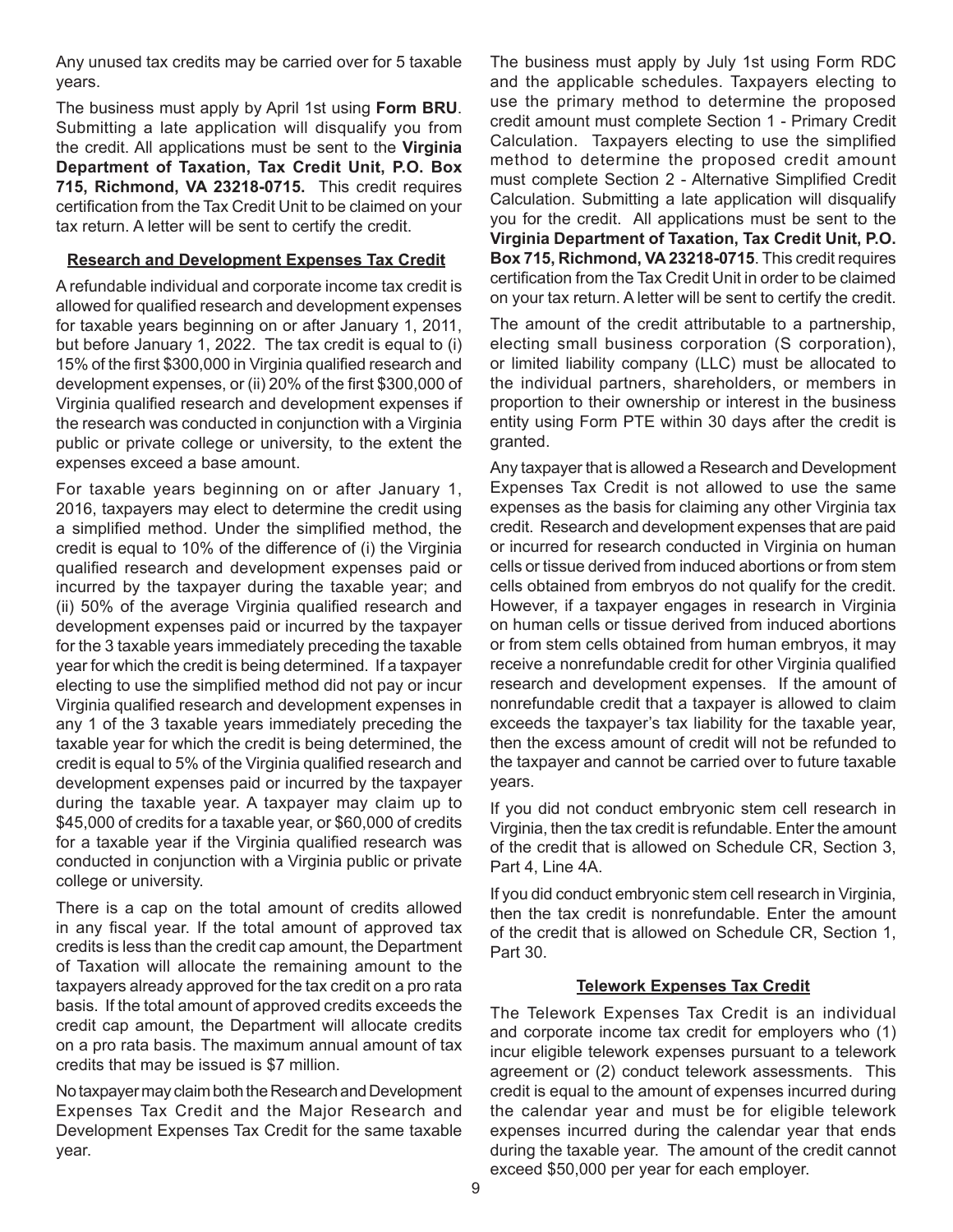Any unused tax credits may be carried over for 5 taxable years.

The business must apply by April 1st using **Form BRU**. Submitting a late application will disqualify you from the credit. All applications must be sent to the **Virginia Department of Taxation, Tax Credit Unit, P.O. Box 715, Richmond, VA 23218-0715.** This credit requires certification from the Tax Credit Unit to be claimed on your tax return. A letter will be sent to certify the credit.

### Research and Development Expenses Tax Credit

A refundable individual and corporate income tax credit is allowed for qualified research and development expenses for taxable years beginning on or after January 1, 2011, but before January 1, 2022. The tax credit is equal to (i) 15% of the first $300,000 in Virginia qualified research and development expenses, or (ii) 20% of the first $300,000 of Virginia qualified research and development expenses if the research was conducted in conjunction with a Virginia public or private college or university, to the extent the expenses exceed a base amount.

For taxable years beginning on or after January 1, 2016, taxpayers may elect to determine the credit using a simplified method. Under the simplified method, the credit is equal to 10% of the difference of (i) the Virginia qualified research and development expenses paid or incurred by the taxpayer during the taxable year; and (ii) 50% of the average Virginia qualified research and development expenses paid or incurred by the taxpayer for the 3 taxable years immediately preceding the taxable year for which the credit is being determined. If a taxpayer electing to use the simplified method did not pay or incur Virginia qualified research and development expenses in any 1 of the 3 taxable years immediately preceding the taxable year for which the credit is being determined, the credit is equal to 5% of the Virginia qualified research and development expenses paid or incurred by the taxpayer during the taxable year. A taxpayer may claim up to $45,000 of credits for a taxable year, or $60,000 of credits for a taxable year if the Virginia qualified research was conducted in conjunction with a Virginia public or private college or university.

There is a cap on the total amount of credits allowed in any fiscal year. If the total amount of approved tax credits is less than the credit cap amount, the Department of Taxation will allocate the remaining amount to the taxpayers already approved for the tax credit on a pro rata basis. If the total amount of approved credits exceeds the credit cap amount, the Department will allocate credits on a pro rata basis. The maximum annual amount of tax credits that may be issued is $7 million.

No taxpayer may claim both the Research and Development Expenses Tax Credit and the Major Research and Development Expenses Tax Credit for the same taxable year.

The business must apply by July 1st using Form RDC and the applicable schedules. Taxpayers electing to use the primary method to determine the proposed credit amount must complete Section 1 - Primary Credit Calculation. Taxpayers electing to use the simplified method to determine the proposed credit amount must complete Section 2 - Alternative Simplified Credit Calculation. Submitting a late application will disqualify you for the credit. All applications must be sent to the **Virginia Department of Taxation, Tax Credit Unit, P.O. Box 715, Richmond, VA 23218-0715**. This credit requires certification from the Tax Credit Unit in order to be claimed on your tax return. A letter will be sent to certify the credit.

The amount of the credit attributable to a partnership, electing small business corporation (S corporation), or limited liability company (LLC) must be allocated to the individual partners, shareholders, or members in proportion to their ownership or interest in the business entity using Form PTE within 30 days after the credit is granted.

Any taxpayer that is allowed a Research and Development Expenses Tax Credit is not allowed to use the same expenses as the basis for claiming any other Virginia tax credit. Research and development expenses that are paid or incurred for research conducted in Virginia on human cells or tissue derived from induced abortions or from stem cells obtained from embryos do not qualify for the credit. However, if a taxpayer engages in research in Virginia on human cells or tissue derived from induced abortions or from stem cells obtained from human embryos, it may receive a nonrefundable credit for other Virginia qualified research and development expenses. If the amount of nonrefundable credit that a taxpayer is allowed to claim exceeds the taxpayer's tax liability for the taxable year, then the excess amount of credit will not be refunded to the taxpayer and cannot be carried over to future taxable years.

If you did not conduct embryonic stem cell research in Virginia, then the tax credit is refundable. Enter the amount of the credit that is allowed on Schedule CR, Section 3, Part 4, Line 4A.

If you did conduct embryonic stem cell research in Virginia, then the tax credit is nonrefundable. Enter the amount of the credit that is allowed on Schedule CR, Section 1, Part 30.

### Telework Expenses Tax Credit

The Telework Expenses Tax Credit is an individual and corporate income tax credit for employers who (1) incur eligible telework expenses pursuant to a telework agreement or (2) conduct telework assessments. This credit is equal to the amount of expenses incurred during the calendar year and must be for eligible telework expenses incurred during the calendar year that ends during the taxable year. The amount of the credit cannot exceed $50,000 per year for each employer.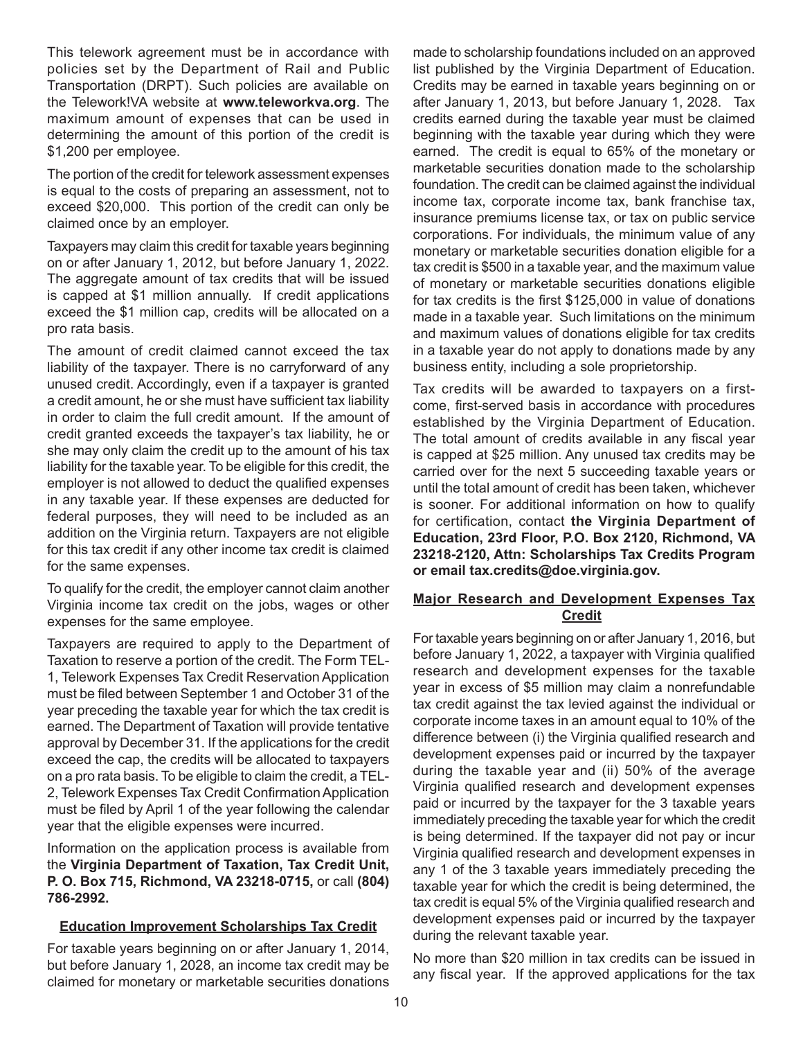This telework agreement must be in accordance with policies set by the Department of Rail and Public Transportation (DRPT). Such policies are available on the Telework!VA website at **www.teleworkva.org**. The maximum amount of expenses that can be used in determining the amount of this portion of the credit is $1,200 per employee.

The portion of the credit for telework assessment expenses is equal to the costs of preparing an assessment, not to exceed $20,000. This portion of the credit can only be claimed once by an employer.

Taxpayers may claim this credit for taxable years beginning on or after January 1, 2012, but before January 1, 2022. The aggregate amount of tax credits that will be issued is capped at $1 million annually. If credit applications exceed the $1 million cap, credits will be allocated on a pro rata basis.

The amount of credit claimed cannot exceed the tax liability of the taxpayer. There is no carryforward of any unused credit. Accordingly, even if a taxpayer is granted a credit amount, he or she must have sufficient tax liability in order to claim the full credit amount. If the amount of credit granted exceeds the taxpayer's tax liability, he or she may only claim the credit up to the amount of his tax liability for the taxable year. To be eligible for this credit, the employer is not allowed to deduct the qualified expenses in any taxable year. If these expenses are deducted for federal purposes, they will need to be included as an addition on the Virginia return. Taxpayers are not eligible for this tax credit if any other income tax credit is claimed for the same expenses.

To qualify for the credit, the employer cannot claim another Virginia income tax credit on the jobs, wages or other expenses for the same employee.

Taxpayers are required to apply to the Department of Taxation to reserve a portion of the credit. The Form TEL-1, Telework Expenses Tax Credit Reservation Application must be filed between September 1 and October 31 of the year preceding the taxable year for which the tax credit is earned. The Department of Taxation will provide tentative approval by December 31. If the applications for the credit exceed the cap, the credits will be allocated to taxpayers on a pro rata basis. To be eligible to claim the credit, a TEL-2, Telework Expenses Tax Credit Confirmation Application must be filed by April 1 of the year following the calendar year that the eligible expenses were incurred.

Information on the application process is available from the **Virginia Department of Taxation, Tax Credit Unit, P. O. Box 715, Richmond, VA 23218-0715,** or call **(804) 786-2992.**

## Education Improvement Scholarships Tax Credit

For taxable years beginning on or after January 1, 2014, but before January 1, 2028, an income tax credit may be claimed for monetary or marketable securities donations made to scholarship foundations included on an approved list published by the Virginia Department of Education. Credits may be earned in taxable years beginning on or after January 1, 2013, but before January 1, 2028. Tax credits earned during the taxable year must be claimed beginning with the taxable year during which they were earned. The credit is equal to 65% of the monetary or marketable securities donation made to the scholarship foundation. The credit can be claimed against the individual income tax, corporate income tax, bank franchise tax, insurance premiums license tax, or tax on public service corporations. For individuals, the minimum value of any monetary or marketable securities donation eligible for a tax credit is $500 in a taxable year, and the maximum value of monetary or marketable securities donations eligible for tax credits is the first $125,000 in value of donations made in a taxable year. Such limitations on the minimum and maximum values of donations eligible for tax credits in a taxable year do not apply to donations made by any business entity, including a sole proprietorship.

Tax credits will be awarded to taxpayers on a first-come, first-served basis in accordance with procedures established by the Virginia Department of Education. The total amount of credits available in any fiscal year is capped at $25 million. Any unused tax credits may be carried over for the next 5 succeeding taxable years or until the total amount of credit has been taken, whichever is sooner. For additional information on how to qualify for certification, contact **the Virginia Department of Education, 23rd Floor, P.O. Box 2120, Richmond, VA 23218-2120, Attn: Scholarships Tax Credits Program or email tax.credits@doe.virginia.gov.**

## Major Research and Development Expenses Tax Credit

For taxable years beginning on or after January 1, 2016, but before January 1, 2022, a taxpayer with Virginia qualified research and development expenses for the taxable year in excess of $5 million may claim a nonrefundable tax credit against the tax levied against the individual or corporate income taxes in an amount equal to 10% of the difference between (i) the Virginia qualified research and development expenses paid or incurred by the taxpayer during the taxable year and (ii) 50% of the average Virginia qualified research and development expenses paid or incurred by the taxpayer for the 3 taxable years immediately preceding the taxable year for which the credit is being determined. If the taxpayer did not pay or incur Virginia qualified research and development expenses in any 1 of the 3 taxable years immediately preceding the taxable year for which the credit is being determined, the tax credit is equal 5% of the Virginia qualified research and development expenses paid or incurred by the taxpayer during the relevant taxable year.

No more than $20 million in tax credits can be issued in any fiscal year. If the approved applications for the tax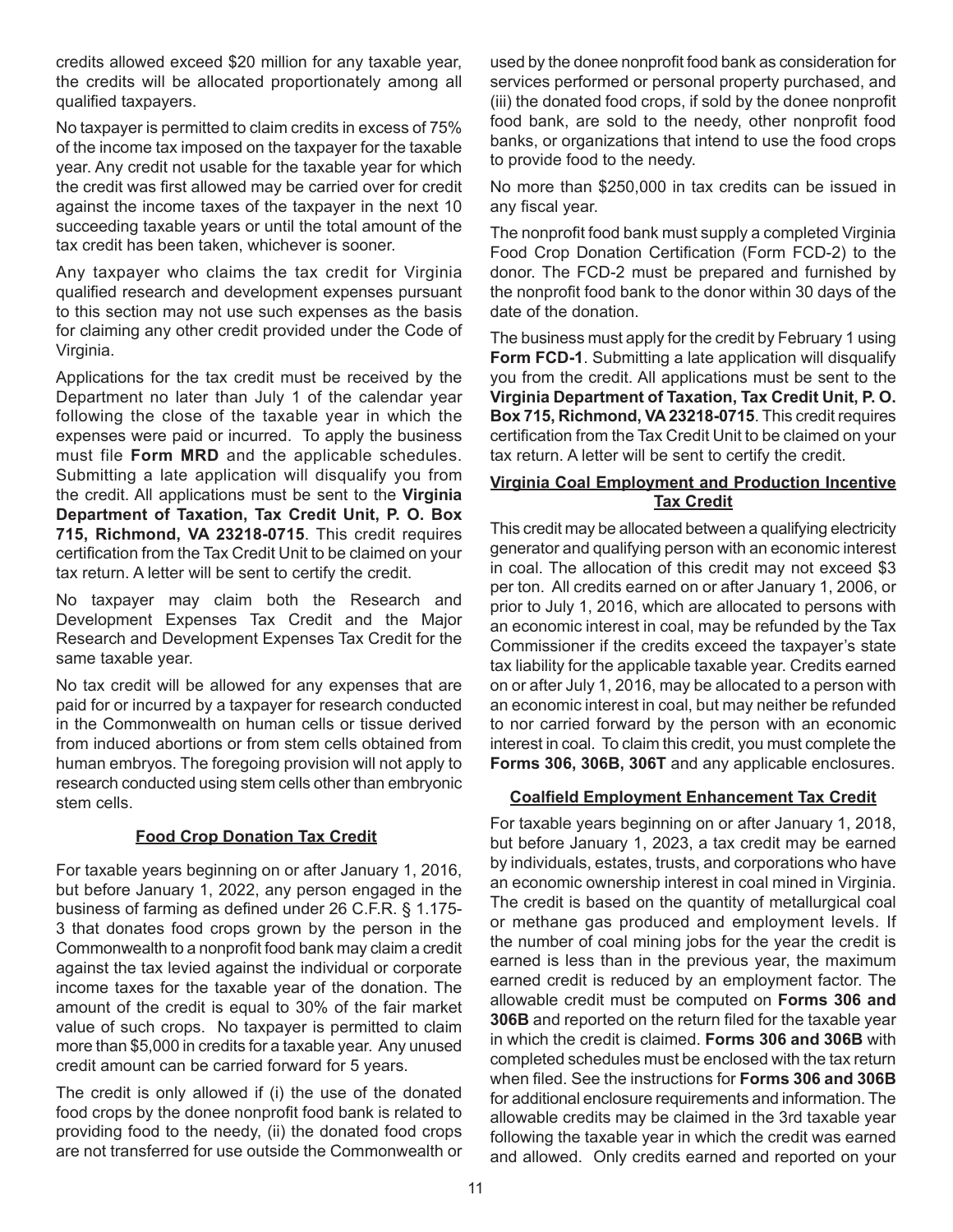credits allowed exceed $20 million for any taxable year, the credits will be allocated proportionately among all qualified taxpayers.

No taxpayer is permitted to claim credits in excess of 75% of the income tax imposed on the taxpayer for the taxable year. Any credit not usable for the taxable year for which the credit was first allowed may be carried over for credit against the income taxes of the taxpayer in the next 10 succeeding taxable years or until the total amount of the tax credit has been taken, whichever is sooner.

Any taxpayer who claims the tax credit for Virginia qualified research and development expenses pursuant to this section may not use such expenses as the basis for claiming any other credit provided under the Code of Virginia.

Applications for the tax credit must be received by the Department no later than July 1 of the calendar year following the close of the taxable year in which the expenses were paid or incurred. To apply the business must file **Form MRD** and the applicable schedules. Submitting a late application will disqualify you from the credit. All applications must be sent to the **Virginia Department of Taxation, Tax Credit Unit, P. O. Box 715, Richmond, VA 23218-0715**. This credit requires certification from the Tax Credit Unit to be claimed on your tax return. A letter will be sent to certify the credit.

No taxpayer may claim both the Research and Development Expenses Tax Credit and the Major Research and Development Expenses Tax Credit for the same taxable year.

No tax credit will be allowed for any expenses that are paid for or incurred by a taxpayer for research conducted in the Commonwealth on human cells or tissue derived from induced abortions or from stem cells obtained from human embryos. The foregoing provision will not apply to research conducted using stem cells other than embryonic stem cells.

## Food Crop Donation Tax Credit

For taxable years beginning on or after January 1, 2016, but before January 1, 2022, any person engaged in the business of farming as defined under 26 C.F.R. § 1.175-3 that donates food crops grown by the person in the Commonwealth to a nonprofit food bank may claim a credit against the tax levied against the individual or corporate income taxes for the taxable year of the donation. The amount of the credit is equal to 30% of the fair market value of such crops. No taxpayer is permitted to claim more than $5,000 in credits for a taxable year. Any unused credit amount can be carried forward for 5 years.

The credit is only allowed if (i) the use of the donated food crops by the donee nonprofit food bank is related to providing food to the needy, (ii) the donated food crops are not transferred for use outside the Commonwealth or used by the donee nonprofit food bank as consideration for services performed or personal property purchased, and (iii) the donated food crops, if sold by the donee nonprofit food bank, are sold to the needy, other nonprofit food banks, or organizations that intend to use the food crops to provide food to the needy.

No more than $250,000 in tax credits can be issued in any fiscal year.

The nonprofit food bank must supply a completed Virginia Food Crop Donation Certification (Form FCD-2) to the donor. The FCD-2 must be prepared and furnished by the nonprofit food bank to the donor within 30 days of the date of the donation.

The business must apply for the credit by February 1 using **Form FCD-1**. Submitting a late application will disqualify you from the credit. All applications must be sent to the **Virginia Department of Taxation, Tax Credit Unit, P. O. Box 715, Richmond, VA 23218-0715**. This credit requires certification from the Tax Credit Unit to be claimed on your tax return. A letter will be sent to certify the credit.

## Virginia Coal Employment and Production Incentive Tax Credit

This credit may be allocated between a qualifying electricity generator and qualifying person with an economic interest in coal. The allocation of this credit may not exceed $3 per ton. All credits earned on or after January 1, 2006, or prior to July 1, 2016, which are allocated to persons with an economic interest in coal, may be refunded by the Tax Commissioner if the credits exceed the taxpayer's state tax liability for the applicable taxable year. Credits earned on or after July 1, 2016, may be allocated to a person with an economic interest in coal, but may neither be refunded to nor carried forward by the person with an economic interest in coal. To claim this credit, you must complete the **Forms 306, 306B, 306T** and any applicable enclosures.

## Coalfield Employment Enhancement Tax Credit

For taxable years beginning on or after January 1, 2018, but before January 1, 2023, a tax credit may be earned by individuals, estates, trusts, and corporations who have an economic ownership interest in coal mined in Virginia. The credit is based on the quantity of metallurgical coal or methane gas produced and employment levels. If the number of coal mining jobs for the year the credit is earned is less than in the previous year, the maximum earned credit is reduced by an employment factor. The allowable credit must be computed on **Forms 306 and 306B** and reported on the return filed for the taxable year in which the credit is claimed. **Forms 306 and 306B** with completed schedules must be enclosed with the tax return when filed. See the instructions for **Forms 306 and 306B** for additional enclosure requirements and information. The allowable credits may be claimed in the 3rd taxable year following the taxable year in which the credit was earned and allowed. Only credits earned and reported on your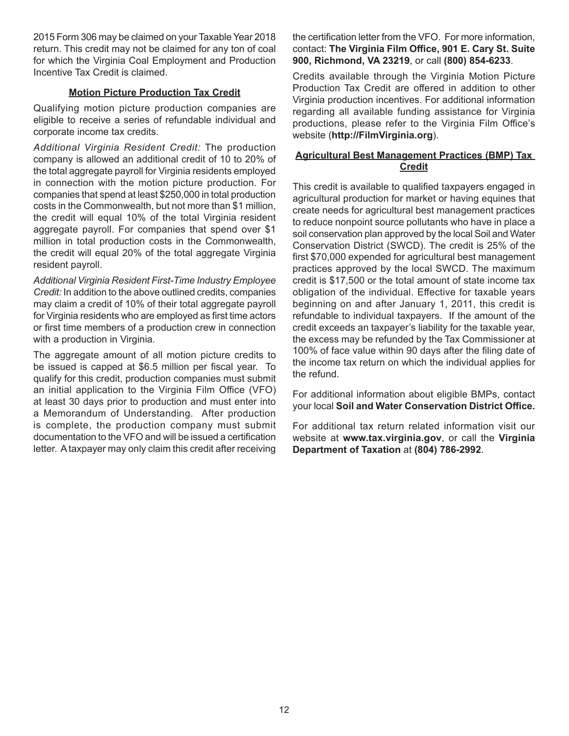2015 Form 306 may be claimed on your Taxable Year 2018 return. This credit may not be claimed for any ton of coal for which the Virginia Coal Employment and Production Incentive Tax Credit is claimed.

### Motion Picture Production Tax Credit

Qualifying motion picture production companies are eligible to receive a series of refundable individual and corporate income tax credits.

*Additional Virginia Resident Credit:* The production company is allowed an additional credit of 10 to 20% of the total aggregate payroll for Virginia residents employed in connection with the motion picture production. For companies that spend at least $250,000 in total production costs in the Commonwealth, but not more than $1 million, the credit will equal 10% of the total Virginia resident aggregate payroll. For companies that spend over $1 million in total production costs in the Commonwealth, the credit will equal 20% of the total aggregate Virginia resident payroll.

*Additional Virginia Resident First-Time Industry Employee Credit:* In addition to the above outlined credits, companies may claim a credit of 10% of their total aggregate payroll for Virginia residents who are employed as first time actors or first time members of a production crew in connection with a production in Virginia.

The aggregate amount of all motion picture credits to be issued is capped at $6.5 million per fiscal year. To qualify for this credit, production companies must submit an initial application to the Virginia Film Office (VFO) at least 30 days prior to production and must enter into a Memorandum of Understanding. After production is complete, the production company must submit documentation to the VFO and will be issued a certification letter. A taxpayer may only claim this credit after receiving the certification letter from the VFO. For more information, contact: **The Virginia Film Office, 901 E. Cary St. Suite 900, Richmond, VA 23219**, or call **(800) 854-6233**.

Credits available through the Virginia Motion Picture Production Tax Credit are offered in addition to other Virginia production incentives. For additional information regarding all available funding assistance for Virginia productions, please refer to the Virginia Film Office's website (**http://FilmVirginia.org**).

### Agricultural Best Management Practices (BMP) Tax Credit

This credit is available to qualified taxpayers engaged in agricultural production for market or having equines that create needs for agricultural best management practices to reduce nonpoint source pollutants who have in place a soil conservation plan approved by the local Soil and Water Conservation District (SWCD). The credit is 25% of the first $70,000 expended for agricultural best management practices approved by the local SWCD. The maximum credit is $17,500 or the total amount of state income tax obligation of the individual. Effective for taxable years beginning on and after January 1, 2011, this credit is refundable to individual taxpayers. If the amount of the credit exceeds an taxpayer's liability for the taxable year, the excess may be refunded by the Tax Commissioner at 100% of face value within 90 days after the filing date of the income tax return on which the individual applies for the refund.

For additional information about eligible BMPs, contact your local **Soil and Water Conservation District Office.**

For additional tax return related information visit our website at **www.tax.virginia.gov**, or call the **Virginia Department of Taxation** at **(804) 786-2992**.